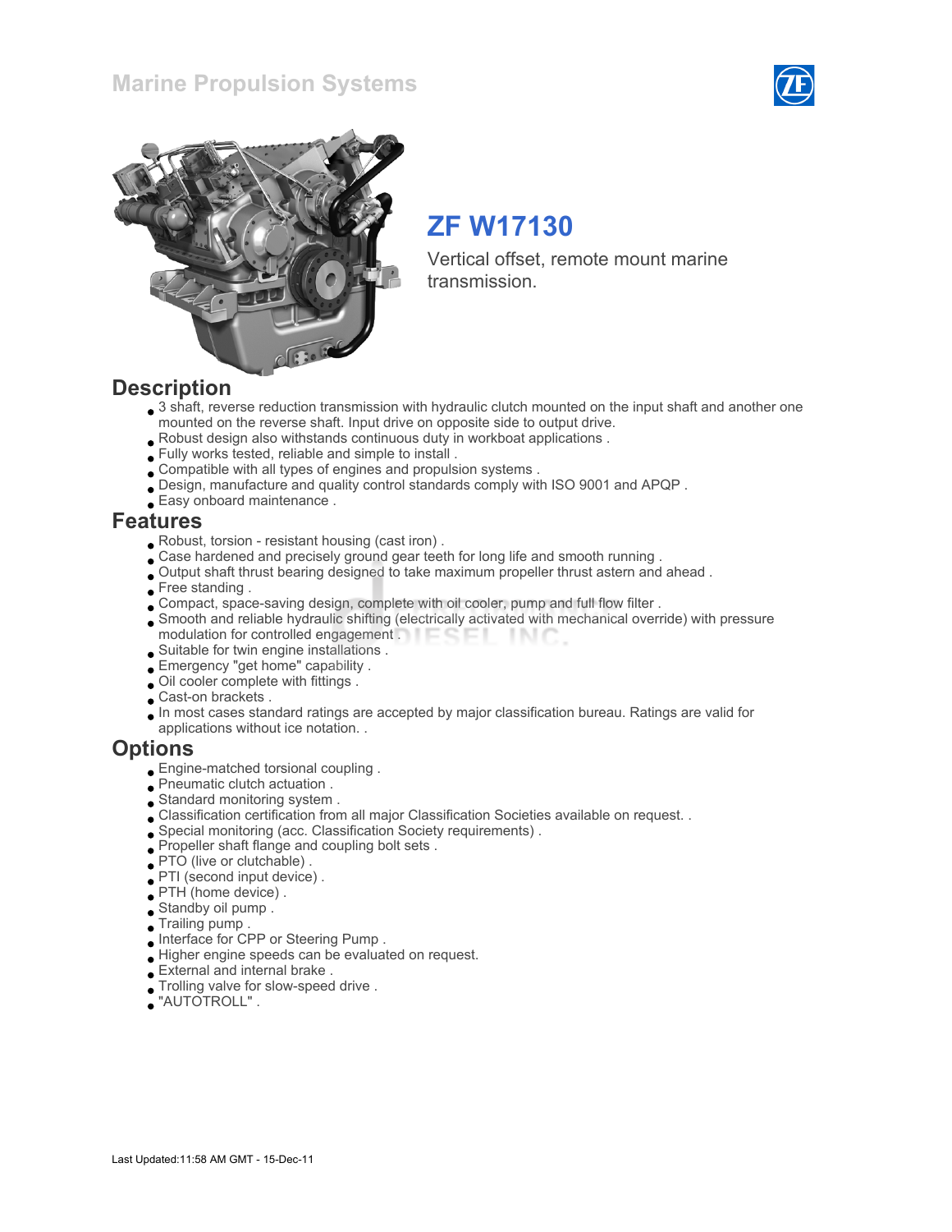# Marine Propulsion Systems

## ZF W17130

Vertical offset, remote mount marine transmission.

## Description

- 3 shaft, reverse reduction transmission with hydraulic clutch mounted on the input shaft and another one mounted on the reverse shaft. Input drive on opposite side to output drive.
- Robust design also withstands continuous duty in workboat applications .
- Fully works tested, reliable and simple to install .
- Compatible with all types of engines and propulsion systems .
- Design, manufacture and quality control standards comply with ISO 9001 and APQP .
- Easy onboard maintenance .

## Features

- Robust, torsion - resistant housing (cast iron) .
- Case hardened and precisely ground gear teeth for long life and smooth running .
- Output shaft thrust bearing designed to take maximum propeller thrust astern and ahead .
- Free standing .
- Compact, space-saving design, complete with oil cooler, pump and full flow filter .
- Smooth and reliable hydraulic shifting (electrically activated with mechanical override) with pressure modulation for controlled engagement .
- Suitable for twin engine installations .
- Emergency "get home" capability .
- Oil cooler complete with fittings .
- Cast-on brackets .
- In most cases standard ratings are accepted by major classification bureau. Ratings are valid for applications without ice notation. .

## Options

- Engine-matched torsional coupling .
- Pneumatic clutch actuation .
- Standard monitoring system .
- Classification certification from all major Classification Societies available on request. .
- Special monitoring (acc. Classification Society requirements) .
- Propeller shaft flange and coupling bolt sets .
- PTO (live or clutchable) .
- PTI (second input device) .
- PTH (home device) .
- Standby oil pump .
- Trailing pump .
- Interface for CPP or Steering Pump .
- Higher engine speeds can be evaluated on request.
- External and internal brake .
- Trolling valve for slow-speed drive .
- "AUTOTROLL" .

Last Updated:11:58 AM GMT - 15-Dec-11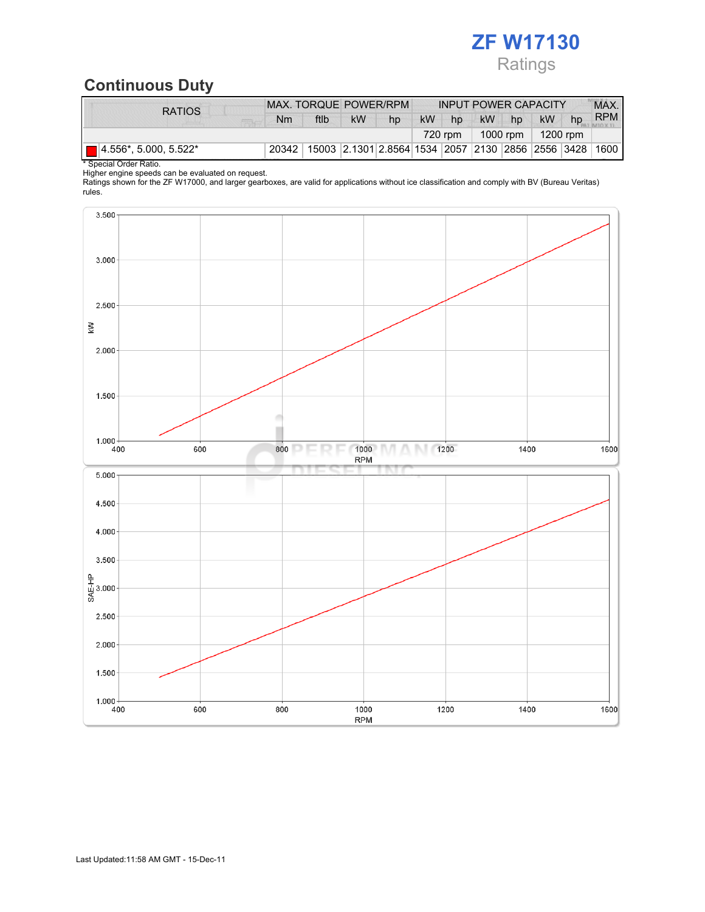# ZF W17130

Ratings

## Continuous Duty

| RATIOS | MAX. TORQUE | | POWER/RPM | | INPUT POWER CAPACITY | | | | | | MAX. RPM |
|---|---|---|---|---|---|---|---|---|---|---|---|
| | Nm | ftlb | kW | hp | kW | hp | kW | hp | kW | hp | |
| | | | | | 720 rpm | | 1000 rpm | | 1200 rpm | | |
| 4.556*, 5.000, 5.522* | 20342 | 15003 | 2.1301 | 2.8564 | 1534 | 2057 | 2130 | 2856 | 2556 | 3428 | 1600 |

\* Special Order Ratio.
Higher engine speeds can be evaluated on request.
Ratings shown for the ZF W17000, and larger gearboxes, are valid for applications without ice classification and comply with BV (Bureau Veritas) rules.

Last Updated:11:58 AM GMT - 15-Dec-11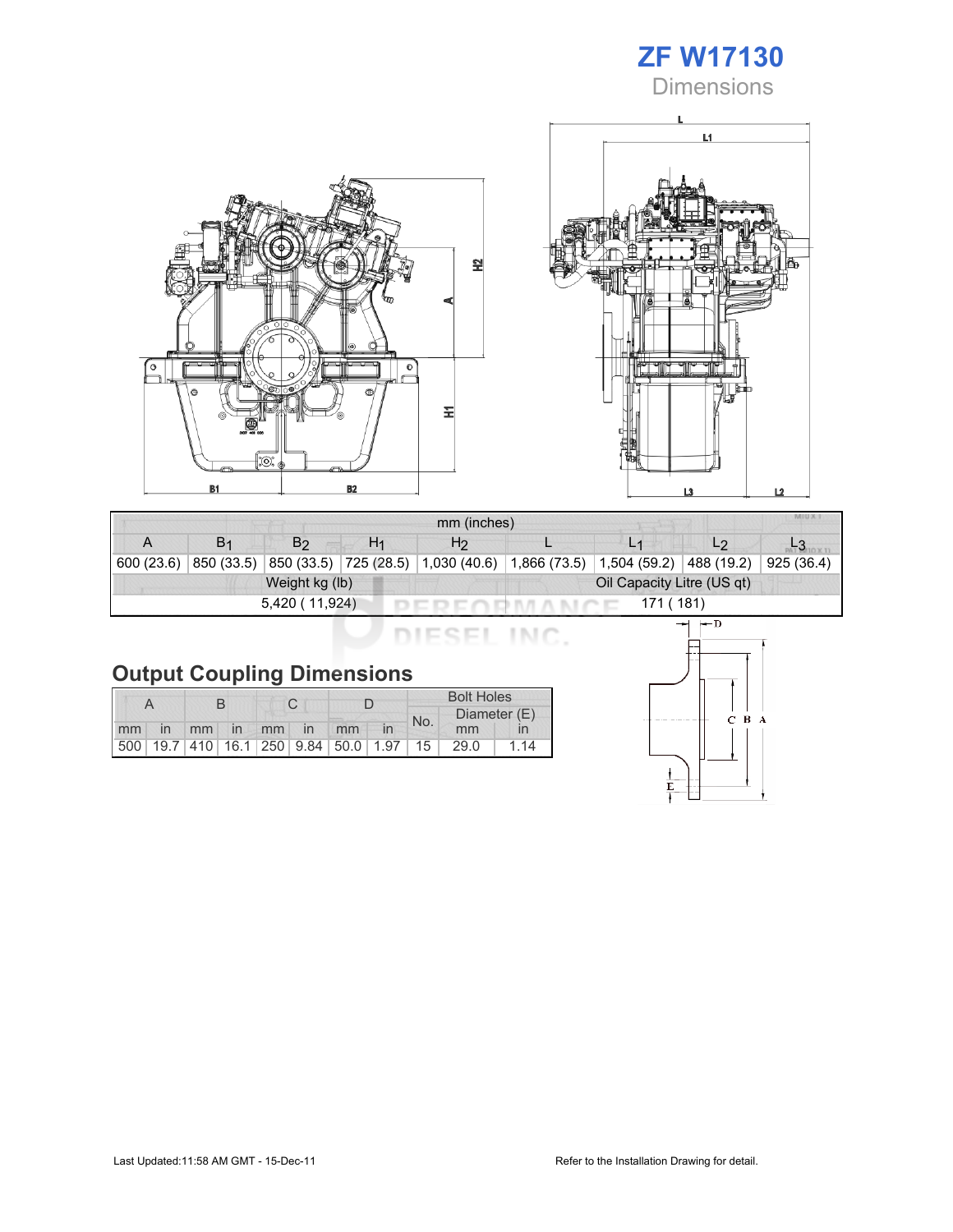# ZF W17130

## Dimensions

| mm (inches) | | | | | | | | |
|---|---|---|---|---|---|---|---|---|
| A | $B_1$ | $B_2$ | $H_1$ | $H_2$ | L | $L_1$ | $L_2$ | $L_3$ |
| 600 (23.6) | 850 (33.5) | 850 (33.5) | 725 (28.5) | 1,030 (40.6) | 1,866 (73.5) | 1,504 (59.2) | 488 (19.2) | 925 (36.4) |
| Weight kg (lb) | | | | | Oil Capacity Litre (US qt) | | | |
| 5,420 ( 11,924) | | | | | 171 ( 181) | | | |

## Output Coupling Dimensions

| A | | B | | C | | D | | Bolt Holes | | |
|---|---|---|---|---|---|---|---|---|---|---|
| | | | | | | | | No. | Diameter (E) | |
| mm | in | mm | in | mm | in | mm | in | | mm | in |
| 500 | 19.7 | 410 | 16.1 | 250 | 9.84 | 50.0 | 1.97 | 15 | 29.0 | 1.14 |

Last Updated:11:58 AM GMT - 15-Dec-11

Refer to the Installation Drawing for detail.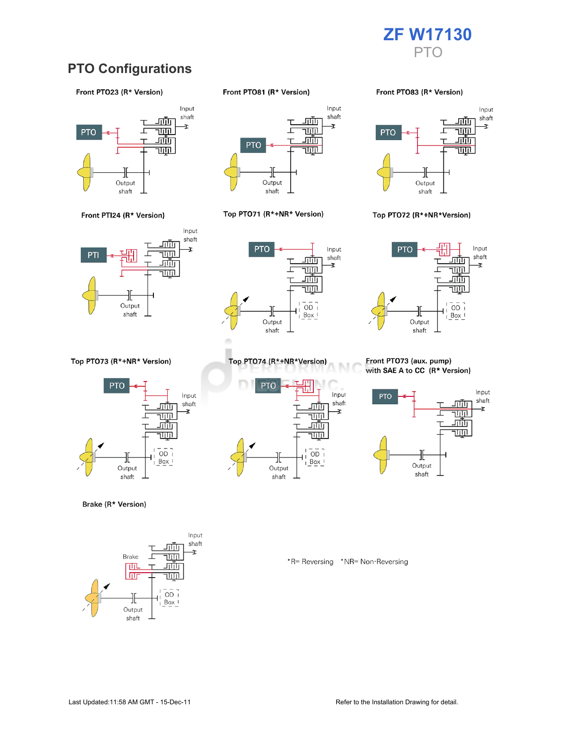ZF W17130
PTO

## PTO Configurations

**Front PTO23 (R* Version)**

PTO
Input shaft
Output shaft

**Front PTO81 (R* Version)**

PTO
Input shaft
Output shaft

**Front PTO83 (R* Version)**

PTO
Input shaft
Output shaft

**Front PTI24 (R* Version)**

PTI
Input shaft
Output shaft

**Top PTO71 (R*+NR* Version)**

PTO
Input shaft
OD Box
Output shaft

**Top PTO72 (R*+NR*Version)**

PTO
Input shaft
OD Box
Output shaft

**Top PTO73 (R*+NR* Version)**

PTO
Input shaft
OD Box
Output shaft

**Top PTO74 (R*+NR*Version)**

PTO
Input shaft
OD Box
Output shaft

**Front PTO73 (aux. pump) with SAE A to CC (R* Version)**

PTO
Input shaft
Output shaft

**Brake (R* Version)**

Brake
Input shaft
OD Box
Output shaft

*R= Reversing *NR= Non-Reversing

Last Updated:11:58 AM GMT - 15-Dec-11

Refer to the Installation Drawing for detail.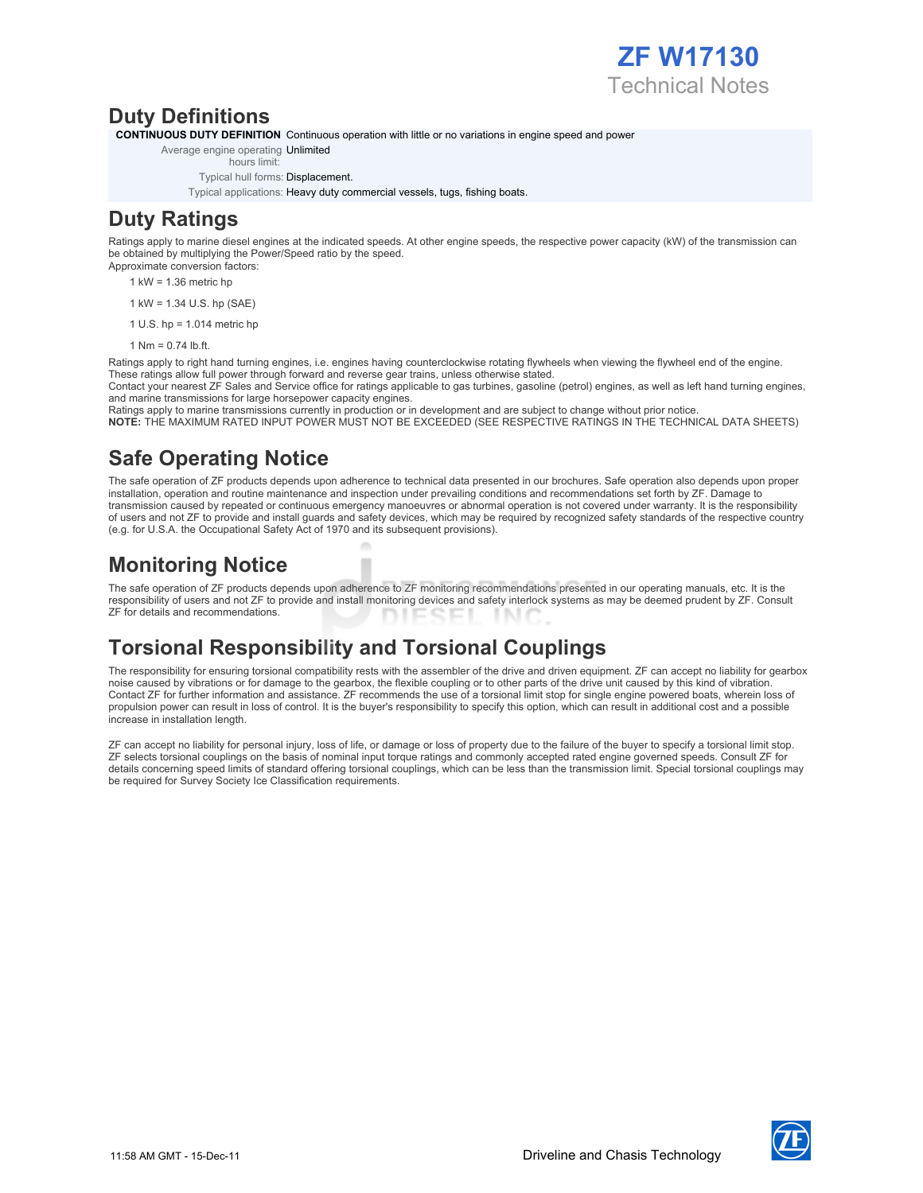# ZF W17130

Technical Notes

## Duty Definitions

| | |
|---|---|
| **CONTINUOUS DUTY DEFINITION** | Continuous operation with little or no variations in engine speed and power |
| Average engine operating hours limit: | Unlimited |
| Typical hull forms: | Displacement. |
| Typical applications: | Heavy duty commercial vessels, tugs, fishing boats. |

## Duty Ratings

Ratings apply to marine diesel engines at the indicated speeds. At other engine speeds, the respective power capacity (kW) of the transmission can be obtained by multiplying the Power/Speed ratio by the speed.
Approximate conversion factors:

1 kW = 1.36 metric hp

1 kW = 1.34 U.S. hp (SAE)

1 U.S. hp = 1.014 metric hp

1 Nm = 0.74 lb.ft.

Ratings apply to right hand turning engines, i.e. engines having counterclockwise rotating flywheels when viewing the flywheel end of the engine. These ratings allow full power through forward and reverse gear trains, unless otherwise stated.
Contact your nearest ZF Sales and Service office for ratings applicable to gas turbines, gasoline (petrol) engines, as well as left hand turning engines, and marine transmissions for large horsepower capacity engines.
Ratings apply to marine transmissions currently in production or in development and are subject to change without prior notice.
**NOTE:** THE MAXIMUM RATED INPUT POWER MUST NOT BE EXCEEDED (SEE RESPECTIVE RATINGS IN THE TECHNICAL DATA SHEETS)

## Safe Operating Notice

The safe operation of ZF products depends upon adherence to technical data presented in our brochures. Safe operation also depends upon proper installation, operation and routine maintenance and inspection under prevailing conditions and recommendations set forth by ZF. Damage to transmission caused by repeated or continuous emergency manoeuvres or abnormal operation is not covered under warranty. It is the responsibility of users and not ZF to provide and install guards and safety devices, which may be required by recognized safety standards of the respective country (e.g. for U.S.A. the Occupational Safety Act of 1970 and its subsequent provisions).

## Monitoring Notice

The safe operation of ZF products depends upon adherence to ZF monitoring recommendations presented in our operating manuals, etc. It is the responsibility of users and not ZF to provide and install monitoring devices and safety interlock systems as may be deemed prudent by ZF. Consult ZF for details and recommendations.

## Torsional Responsibility and Torsional Couplings

The responsibility for ensuring torsional compatibility rests with the assembler of the drive and driven equipment. ZF can accept no liability for gearbox noise caused by vibrations or for damage to the gearbox, the flexible coupling or to other parts of the drive unit caused by this kind of vibration. Contact ZF for further information and assistance. ZF recommends the use of a torsional limit stop for single engine powered boats, wherein loss of propulsion power can result in loss of control. It is the buyer's responsibility to specify this option, which can result in additional cost and a possible increase in installation length.

ZF can accept no liability for personal injury, loss of life, or damage or loss of property due to the failure of the buyer to specify a torsional limit stop. ZF selects torsional couplings on the basis of nominal input torque ratings and commonly accepted rated engine governed speeds. Consult ZF for details concerning speed limits of standard offering torsional couplings, which can be less than the transmission limit. Special torsional couplings may be required for Survey Society Ice Classification requirements.